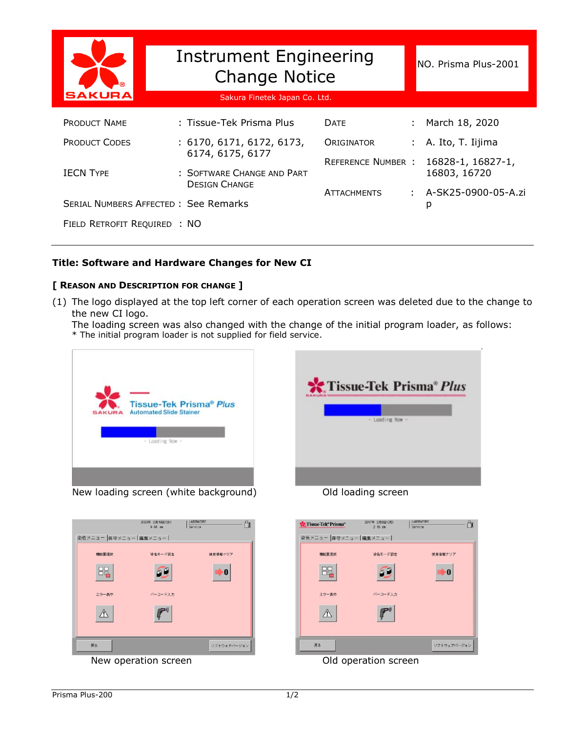# Instrument Engineering Change Notice

Sakura Finetek Japan Co. Ltd.

NO. Prisma Plus-2001

| | | | |
|---|---|---|---|
| PRODUCT NAME | : Tissue-Tek Prisma Plus | DATE | : March 18, 2020 |
| PRODUCT CODES | : 6170, 6171, 6172, 6173, 6174, 6175, 6177 | ORIGINATOR | : A. Ito, T. Iijima |
| IECN TYPE | : SOFTWARE CHANGE AND PART DESIGN CHANGE | REFERENCE NUMBER | : 16828-1, 16827-1, 16803, 16720 |
| SERIAL NUMBERS AFFECTED | : See Remarks | ATTACHMENTS | : A-SK25-0900-05-A.zip |
| FIELD RETROFIT REQUIRED | : NO | | |

**Title: Software and Hardware Changes for New CI**

**[ REASON AND DESCRIPTION FOR CHANGE ]**

(1) The logo displayed at the top left corner of each operation screen was deleted due to the change to the new CI logo.
The loading screen was also changed with the change of the initial program loader, as follows:
\* The initial program loader is not supplied for field service.

New loading screen (white background)

Old loading screen

New operation screen

Old operation screen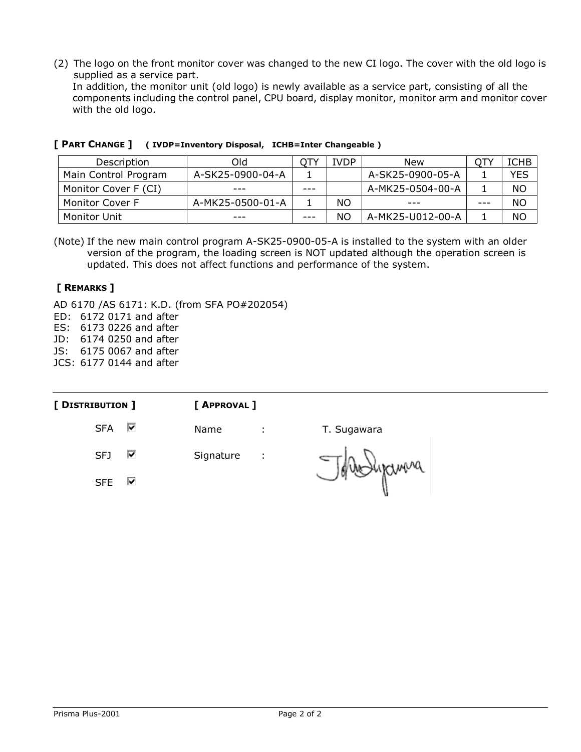(2) The logo on the front monitor cover was changed to the new CI logo. The cover with the old logo is supplied as a service part.
In addition, the monitor unit (old logo) is newly available as a service part, consisting of all the components including the control panel, CPU board, display monitor, monitor arm and monitor cover with the old logo.

**[ PART CHANGE ]** **( IVDP=Inventory Disposal, ICHB=Inter Changeable )**

| Description | Old | QTY | IVDP | New | QTY | ICHB |
|---|---|---|---|---|---|---|
| Main Control Program | A-SK25-0900-04-A | 1 | | A-SK25-0900-05-A | 1 | YES |
| Monitor Cover F (CI) | --- | --- | | A-MK25-0504-00-A | 1 | NO |
| Monitor Cover F | A-MK25-0500-01-A | 1 | NO | --- | --- | NO |
| Monitor Unit | --- | --- | NO | A-MK25-U012-00-A | 1 | NO |

(Note) If the new main control program A-SK25-0900-05-A is installed to the system with an older version of the program, the loading screen is NOT updated although the operation screen is updated. This does not affect functions and performance of the system.

**[ REMARKS ]**

AD 6170 /AS 6171: K.D. (from SFA PO#202054)
ED: 6172 0171 and after
ES: 6173 0226 and after
JD: 6174 0250 and after
JS: 6175 0067 and after
JCS: 6177 0144 and after

---

**[ DISTRIBUTION ]**

SFA ☑

SFJ ☑

SFE ☑

**[ APPROVAL ]**

Name : T. Sugawara

Signature : T. Sugawara